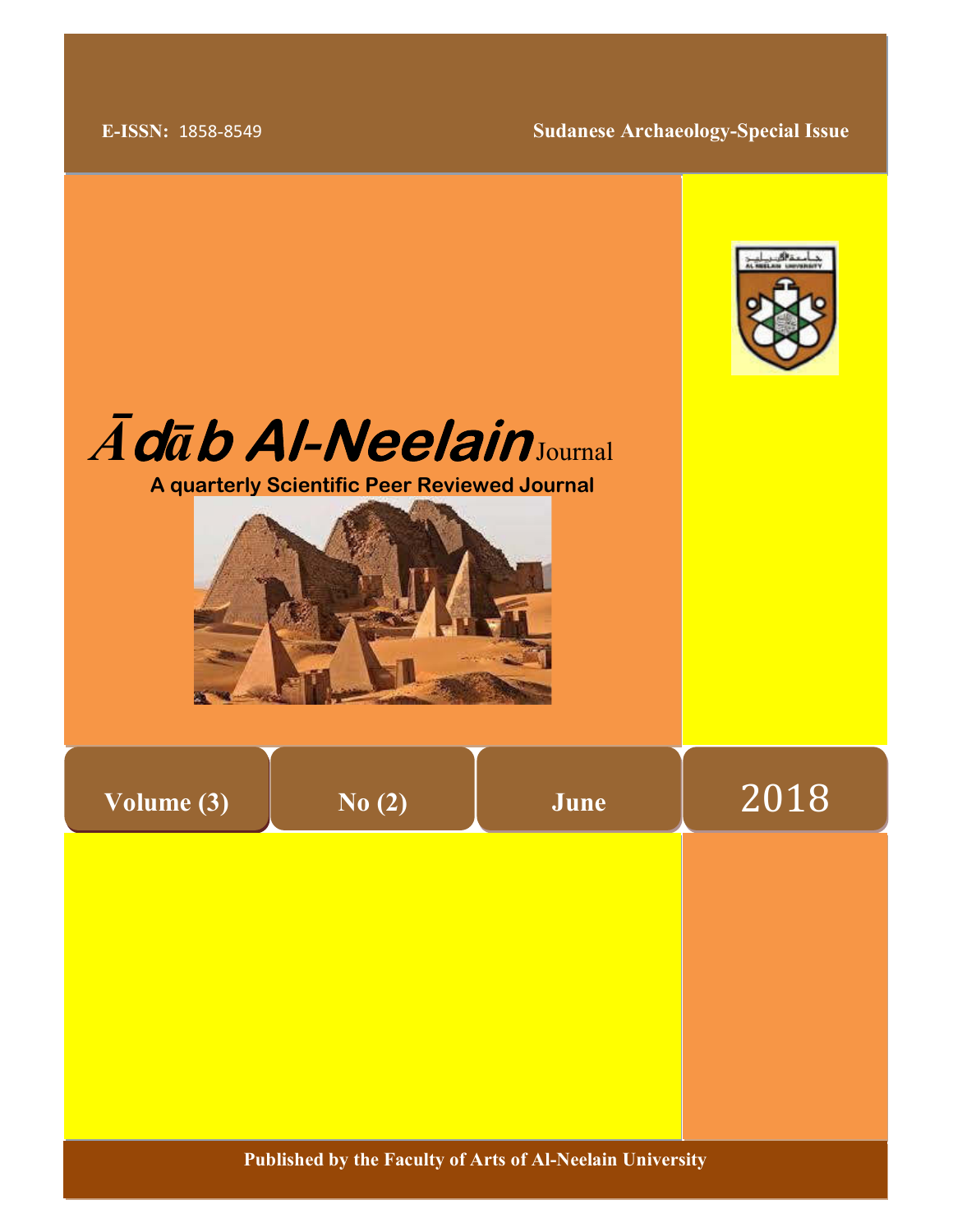**E-ISSN:** 1858-8549

**Sudanese Archaeology-Special Issue**

# *Ādāb Al-Neelain* Journal

**A quarterly Scientific Peer Reviewed Journal**

| **Volume (3)** | **No (2)** | **June** | 2018 |
|---|---|---|---|

**Published by the Faculty of Arts of Al-Neelain University**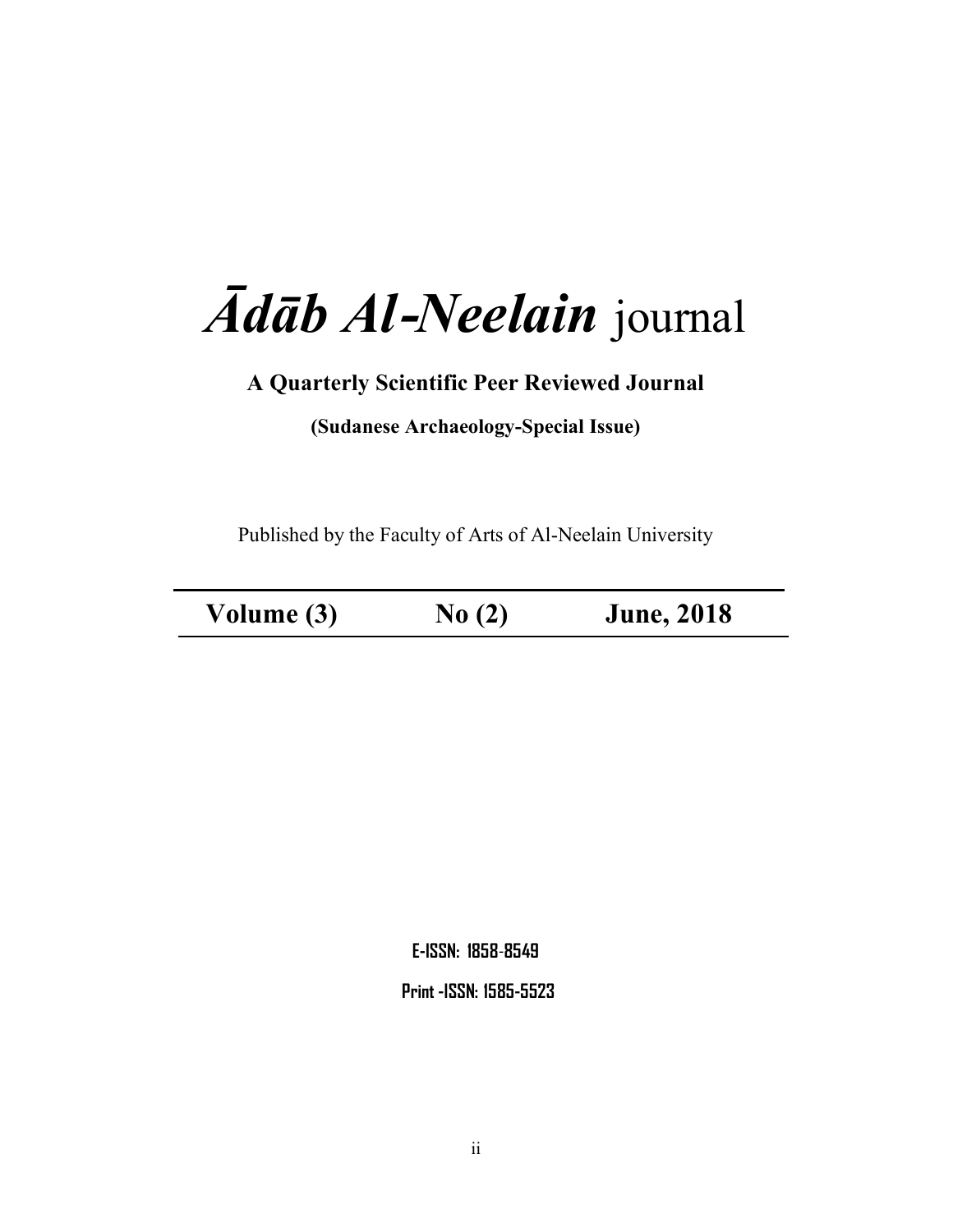# ***Ādāb Al-Neelain*** journal

**A Quarterly Scientific Peer Reviewed Journal**

**(Sudanese Archaeology-Special Issue)**

Published by the Faculty of Arts of Al-Neelain University

| **Volume (3)** | **No (2)** | **June, 2018** |
|---|---|---|

**E-ISSN: 1858-8549**

**Print -ISSN: 1585-5523**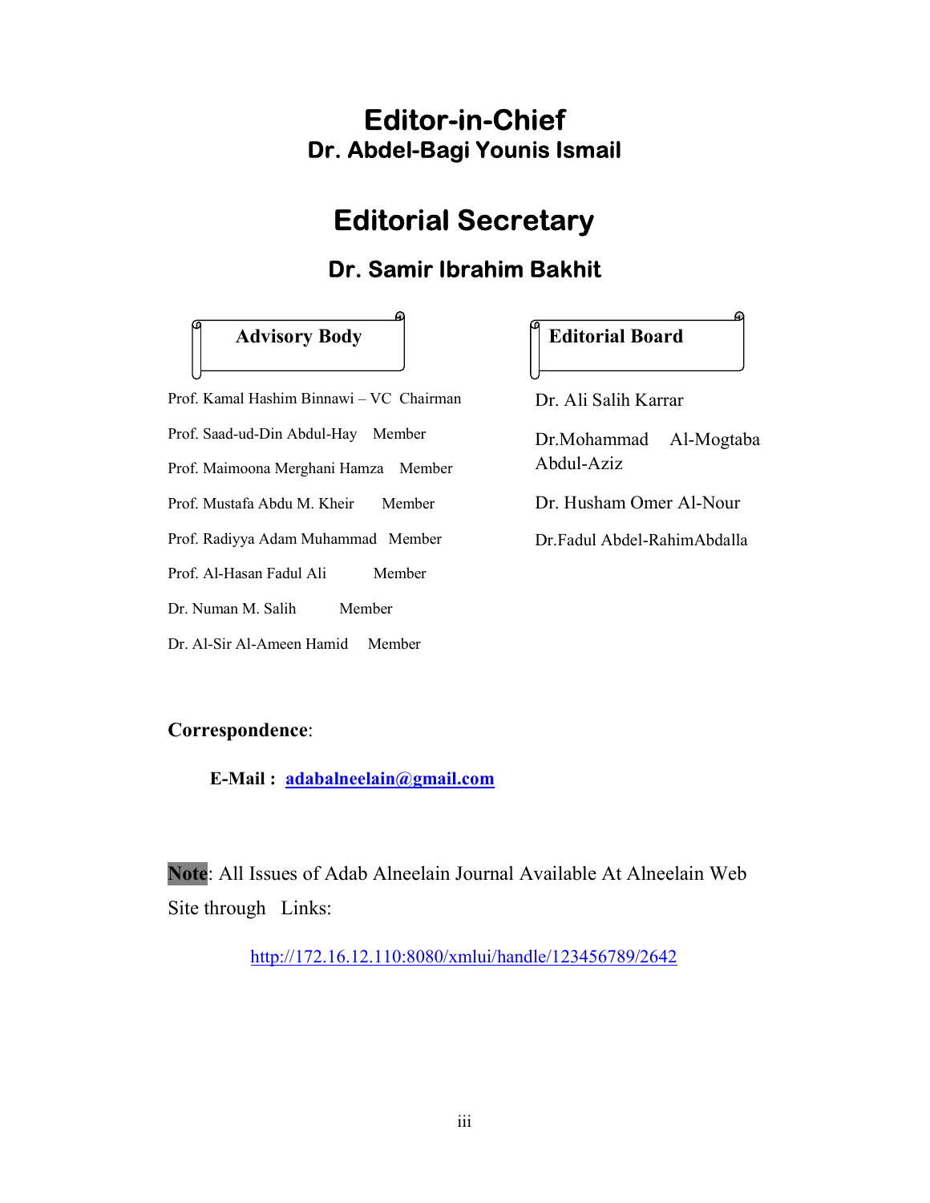# Editor-in-Chief

## Dr. Abdel-Bagi Younis Ismail

# Editorial Secretary

## Dr. Samir Ibrahim Bakhit

### Advisory Body

Prof. Kamal Hashim Binnawi – VC Chairman

Prof. Saad-ud-Din Abdul-Hay Member

Prof. Maimoona Merghani Hamza Member

Prof. Mustafa Abdu M. Kheir Member

Prof. Radiyya Adam Muhammad Member

Prof. Al-Hasan Fadul Ali Member

Dr. Numan M. Salih Member

Dr. Al-Sir Al-Ameen Hamid Member

### Editorial Board

Dr. Ali Salih Karrar

Dr.Mohammad Al-Mogtaba Abdul-Aziz

Dr. Husham Omer Al-Nour

Dr.Fadul Abdel-RahimAbdalla

**Correspondence**:

**E-Mail : adabalneelain@gmail.com**

**Note**: All Issues of Adab Alneelain Journal Available At Alneelain Web Site through Links:

http://172.16.12.110:8080/xmlui/handle/123456789/2642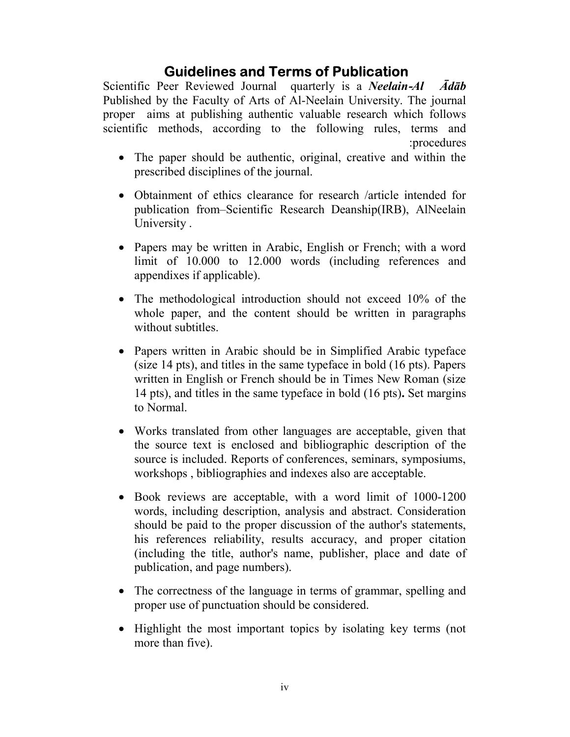# Guidelines and Terms of Publication

Scientific Peer Reviewed Journal quarterly is a ***Neelain-Al Ādāb*** Published by the Faculty of Arts of Al-Neelain University. The journal proper aims at publishing authentic valuable research which follows scientific methods, according to the following rules, terms and :procedures

- The paper should be authentic, original, creative and within the prescribed disciplines of the journal.
- Obtainment of ethics clearance for research /article intended for publication from–Scientific Research Deanship(IRB), AlNeelain University .
- Papers may be written in Arabic, English or French; with a word limit of 10.000 to 12.000 words (including references and appendixes if applicable).
- The methodological introduction should not exceed 10% of the whole paper, and the content should be written in paragraphs without subtitles.
- Papers written in Arabic should be in Simplified Arabic typeface (size 14 pts), and titles in the same typeface in bold (16 pts). Papers written in English or French should be in Times New Roman (size 14 pts), and titles in the same typeface in bold (16 pts)**.** Set margins to Normal.
- Works translated from other languages are acceptable, given that the source text is enclosed and bibliographic description of the source is included. Reports of conferences, seminars, symposiums, workshops , bibliographies and indexes also are acceptable.
- Book reviews are acceptable, with a word limit of 1000-1200 words, including description, analysis and abstract. Consideration should be paid to the proper discussion of the author's statements, his references reliability, results accuracy, and proper citation (including the title, author's name, publisher, place and date of publication, and page numbers).
- The correctness of the language in terms of grammar, spelling and proper use of punctuation should be considered.
- Highlight the most important topics by isolating key terms (not more than five).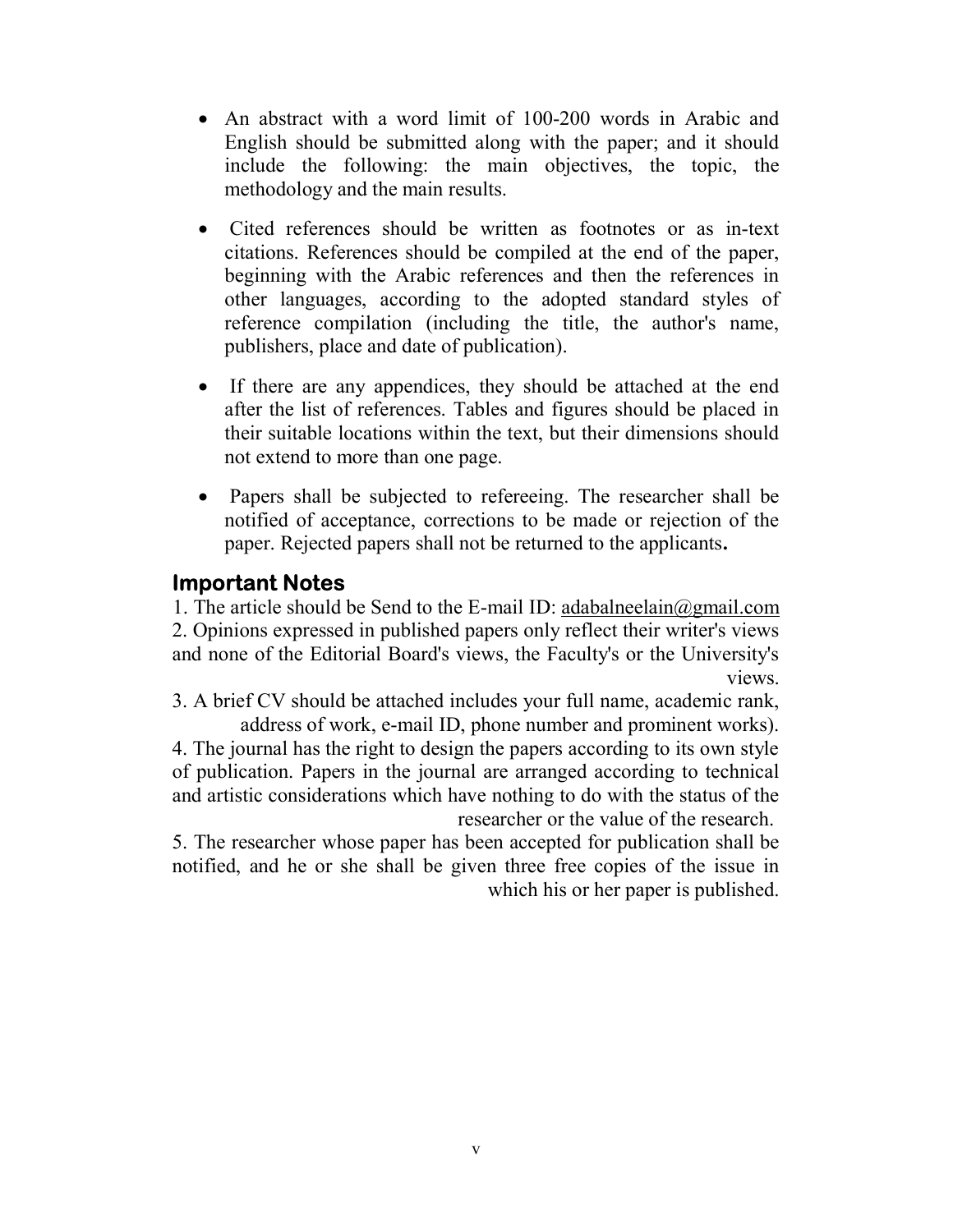- An abstract with a word limit of 100-200 words in Arabic and English should be submitted along with the paper; and it should include the following: the main objectives, the topic, the methodology and the main results.
- Cited references should be written as footnotes or as in-text citations. References should be compiled at the end of the paper, beginning with the Arabic references and then the references in other languages, according to the adopted standard styles of reference compilation (including the title, the author's name, publishers, place and date of publication).
- If there are any appendices, they should be attached at the end after the list of references. Tables and figures should be placed in their suitable locations within the text, but their dimensions should not extend to more than one page.
- Papers shall be subjected to refereeing. The researcher shall be notified of acceptance, corrections to be made or rejection of the paper. Rejected papers shall not be returned to the applicants**.**

## Important Notes

1. The article should be Send to the E-mail ID: adabalneelain@gmail.com
2. Opinions expressed in published papers only reflect their writer's views and none of the Editorial Board's views, the Faculty's or the University's views.
3. A brief CV should be attached includes your full name, academic rank, address of work, e-mail ID, phone number and prominent works).
4. The journal has the right to design the papers according to its own style of publication. Papers in the journal are arranged according to technical and artistic considerations which have nothing to do with the status of the researcher or the value of the research.
5. The researcher whose paper has been accepted for publication shall be notified, and he or she shall be given three free copies of the issue in which his or her paper is published.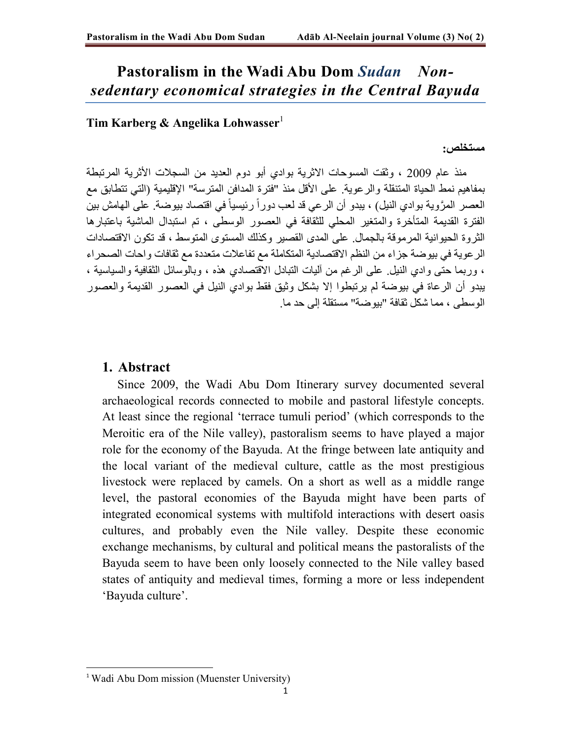# Pastoralism in the Wadi Abu Dom *Sudan* *Non-sedentary economical strategies in the Central Bayuda*

**Tim Karberg & Angelika Lohwasser**[1]

**مستخلص:**

منذ عام 2009 ، وثقت المسوحات الاثرية بوادي أبو دوم العديد من السجلات الأثرية المرتبطة بمفاهيم نمط الحياة المتنقلة والرعوية. على الأقل منذ "فترة المدافن المترسة" الإقليمية (التي تتطابق مع العصر المرَّوية بوادي النيل) ، يبدو أن الرعي قد لعب دوراً رئيسياً في اقتصاد بيوضة. على الهامش بين الفترة القديمة المتأخرة والمتغير المحلي للثقافة في العصور الوسطى ، تم استبدال الماشية باعتبارها الثروة الحيوانية المرموقة بالجمال. على المدى القصير وكذلك المستوى المتوسط ، قد تكون الاقتصادات الرعوية في بيوضة جزاء من النظم الاقتصادية المتكاملة مع تفاعلات متعددة مع ثقافات واحات الصحراء ، وربما حتى وادي النيل. على الرغم من آليات التبادل الاقتصادي هذه ، وبالوسائل الثقافية والسياسية ، يبدو أن الرعاة في بيوضة لم يرتبطوا إلا بشكل وثيق فقط بوادي النيل في العصور القديمة والعصور الوسطى ، مما شكل ثقافة "بيوضة" مستقلة إلى حد ما.

## 1. Abstract

Since 2009, the Wadi Abu Dom Itinerary survey documented several archaeological records connected to mobile and pastoral lifestyle concepts. At least since the regional 'terrace tumuli period' (which corresponds to the Meroitic era of the Nile valley), pastoralism seems to have played a major role for the economy of the Bayuda. At the fringe between late antiquity and the local variant of the medieval culture, cattle as the most prestigious livestock were replaced by camels. On a short as well as a middle range level, the pastoral economies of the Bayuda might have been parts of integrated economical systems with multifold interactions with desert oasis cultures, and probably even the Nile valley. Despite these economic exchange mechanisms, by cultural and political means the pastoralists of the Bayuda seem to have been only loosely connected to the Nile valley based states of antiquity and medieval times, forming a more or less independent 'Bayuda culture'.

[1] Wadi Abu Dom mission (Muenster University)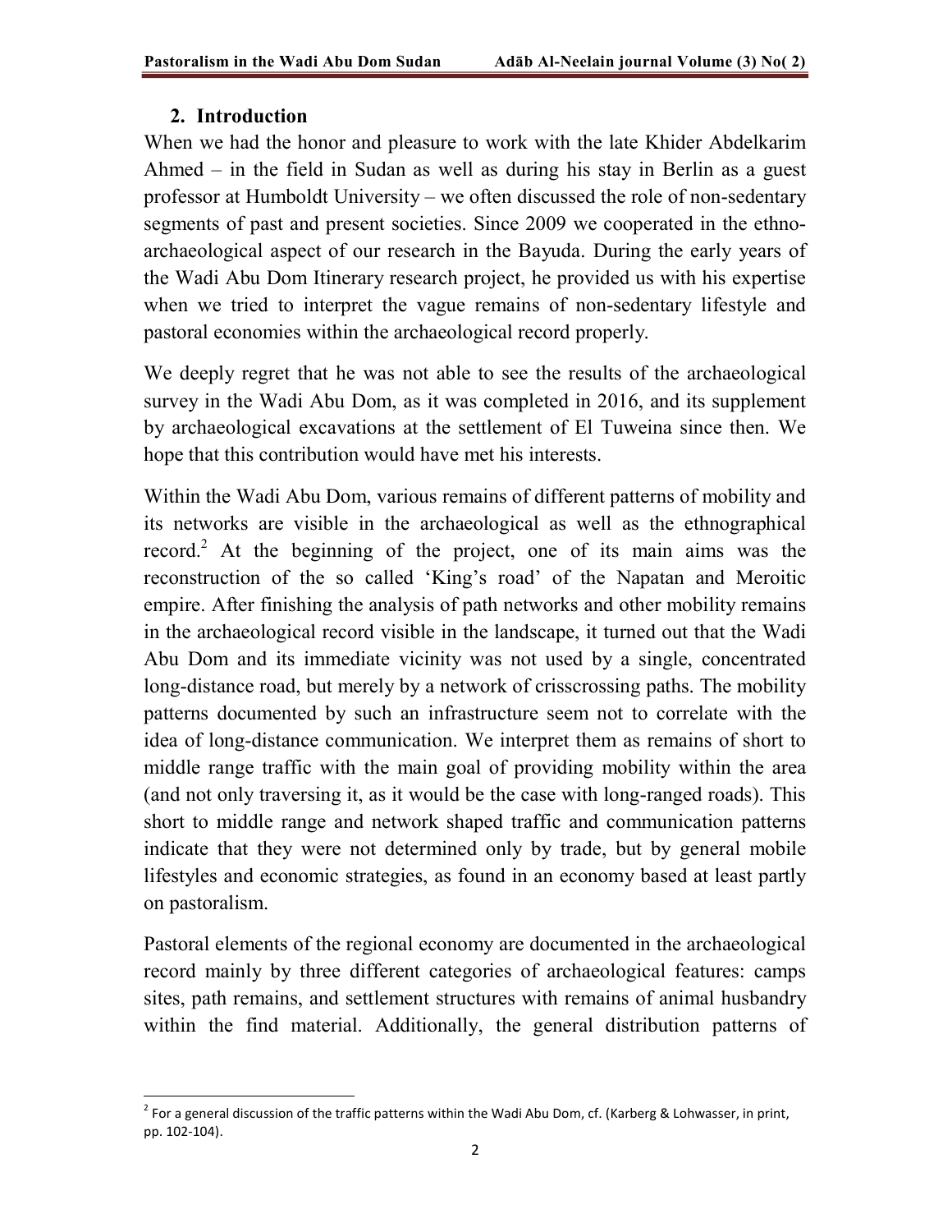## 2. Introduction

When we had the honor and pleasure to work with the late Khider Abdelkarim Ahmed – in the field in Sudan as well as during his stay in Berlin as a guest professor at Humboldt University – we often discussed the role of non-sedentary segments of past and present societies. Since 2009 we cooperated in the ethno-archaeological aspect of our research in the Bayuda. During the early years of the Wadi Abu Dom Itinerary research project, he provided us with his expertise when we tried to interpret the vague remains of non-sedentary lifestyle and pastoral economies within the archaeological record properly.

We deeply regret that he was not able to see the results of the archaeological survey in the Wadi Abu Dom, as it was completed in 2016, and its supplement by archaeological excavations at the settlement of El Tuweina since then. We hope that this contribution would have met his interests.

Within the Wadi Abu Dom, various remains of different patterns of mobility and its networks are visible in the archaeological as well as the ethnographical record.[2] At the beginning of the project, one of its main aims was the reconstruction of the so called 'King's road' of the Napatan and Meroitic empire. After finishing the analysis of path networks and other mobility remains in the archaeological record visible in the landscape, it turned out that the Wadi Abu Dom and its immediate vicinity was not used by a single, concentrated long-distance road, but merely by a network of crisscrossing paths. The mobility patterns documented by such an infrastructure seem not to correlate with the idea of long-distance communication. We interpret them as remains of short to middle range traffic with the main goal of providing mobility within the area (and not only traversing it, as it would be the case with long-ranged roads). This short to middle range and network shaped traffic and communication patterns indicate that they were not determined only by trade, but by general mobile lifestyles and economic strategies, as found in an economy based at least partly on pastoralism.

Pastoral elements of the regional economy are documented in the archaeological record mainly by three different categories of archaeological features: camps sites, path remains, and settlement structures with remains of animal husbandry within the find material. Additionally, the general distribution patterns of

[2] For a general discussion of the traffic patterns within the Wadi Abu Dom, cf. (Karberg & Lohwasser, in print, pp. 102-104).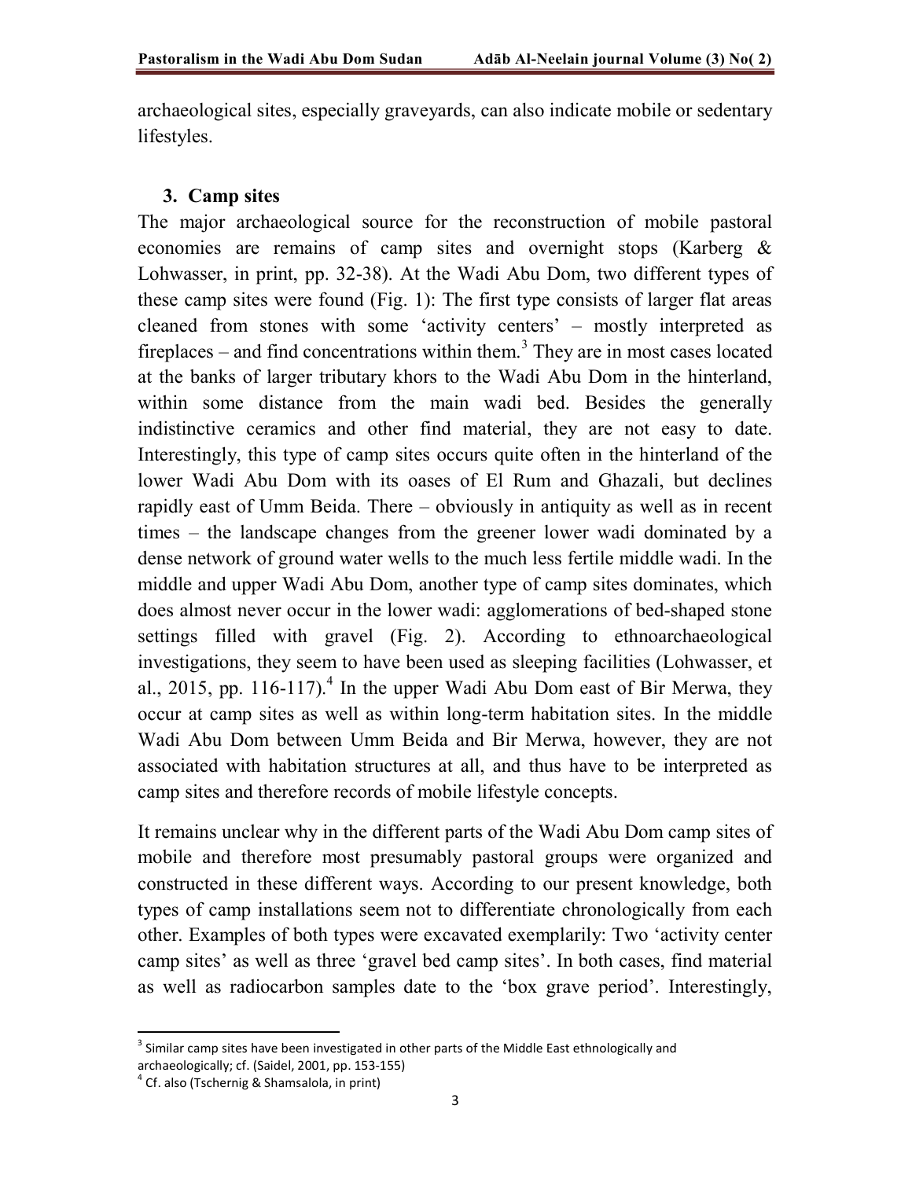archaeological sites, especially graveyards, can also indicate mobile or sedentary lifestyles.

### 3. Camp sites

The major archaeological source for the reconstruction of mobile pastoral economies are remains of camp sites and overnight stops (Karberg & Lohwasser, in print, pp. 32-38). At the Wadi Abu Dom, two different types of these camp sites were found (Fig. 1): The first type consists of larger flat areas cleaned from stones with some 'activity centers' – mostly interpreted as fireplaces – and find concentrations within them.[3] They are in most cases located at the banks of larger tributary khors to the Wadi Abu Dom in the hinterland, within some distance from the main wadi bed. Besides the generally indistinctive ceramics and other find material, they are not easy to date. Interestingly, this type of camp sites occurs quite often in the hinterland of the lower Wadi Abu Dom with its oases of El Rum and Ghazali, but declines rapidly east of Umm Beida. There – obviously in antiquity as well as in recent times – the landscape changes from the greener lower wadi dominated by a dense network of ground water wells to the much less fertile middle wadi. In the middle and upper Wadi Abu Dom, another type of camp sites dominates, which does almost never occur in the lower wadi: agglomerations of bed-shaped stone settings filled with gravel (Fig. 2). According to ethnoarchaeological investigations, they seem to have been used as sleeping facilities (Lohwasser, et al., 2015, pp. 116-117).[4] In the upper Wadi Abu Dom east of Bir Merwa, they occur at camp sites as well as within long-term habitation sites. In the middle Wadi Abu Dom between Umm Beida and Bir Merwa, however, they are not associated with habitation structures at all, and thus have to be interpreted as camp sites and therefore records of mobile lifestyle concepts.

It remains unclear why in the different parts of the Wadi Abu Dom camp sites of mobile and therefore most presumably pastoral groups were organized and constructed in these different ways. According to our present knowledge, both types of camp installations seem not to differentiate chronologically from each other. Examples of both types were excavated exemplarily: Two 'activity center camp sites' as well as three 'gravel bed camp sites'. In both cases, find material as well as radiocarbon samples date to the 'box grave period'. Interestingly,

---

[3] Similar camp sites have been investigated in other parts of the Middle East ethnologically and archaeologically; cf. (Saidel, 2001, pp. 153-155)

[4] Cf. also (Tschernig & Shamsalola, in print)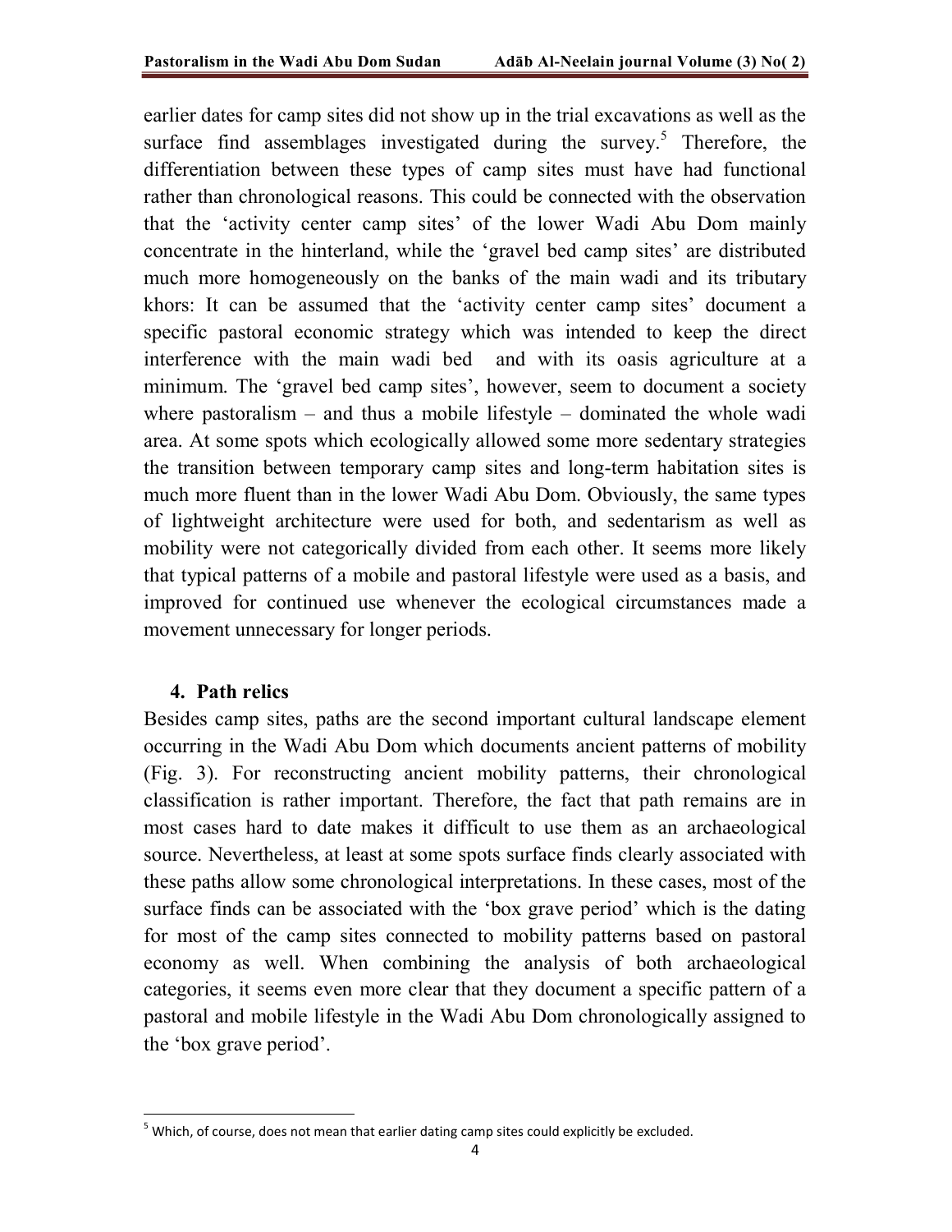earlier dates for camp sites did not show up in the trial excavations as well as the surface find assemblages investigated during the survey.[5] Therefore, the differentiation between these types of camp sites must have had functional rather than chronological reasons. This could be connected with the observation that the 'activity center camp sites' of the lower Wadi Abu Dom mainly concentrate in the hinterland, while the 'gravel bed camp sites' are distributed much more homogeneously on the banks of the main wadi and its tributary khors: It can be assumed that the 'activity center camp sites' document a specific pastoral economic strategy which was intended to keep the direct interference with the main wadi bed and with its oasis agriculture at a minimum. The 'gravel bed camp sites', however, seem to document a society where pastoralism – and thus a mobile lifestyle – dominated the whole wadi area. At some spots which ecologically allowed some more sedentary strategies the transition between temporary camp sites and long-term habitation sites is much more fluent than in the lower Wadi Abu Dom. Obviously, the same types of lightweight architecture were used for both, and sedentarism as well as mobility were not categorically divided from each other. It seems more likely that typical patterns of a mobile and pastoral lifestyle were used as a basis, and improved for continued use whenever the ecological circumstances made a movement unnecessary for longer periods.

## 4. Path relics

Besides camp sites, paths are the second important cultural landscape element occurring in the Wadi Abu Dom which documents ancient patterns of mobility (Fig. 3). For reconstructing ancient mobility patterns, their chronological classification is rather important. Therefore, the fact that path remains are in most cases hard to date makes it difficult to use them as an archaeological source. Nevertheless, at least at some spots surface finds clearly associated with these paths allow some chronological interpretations. In these cases, most of the surface finds can be associated with the 'box grave period' which is the dating for most of the camp sites connected to mobility patterns based on pastoral economy as well. When combining the analysis of both archaeological categories, it seems even more clear that they document a specific pattern of a pastoral and mobile lifestyle in the Wadi Abu Dom chronologically assigned to the 'box grave period'.

---

[5] Which, of course, does not mean that earlier dating camp sites could explicitly be excluded.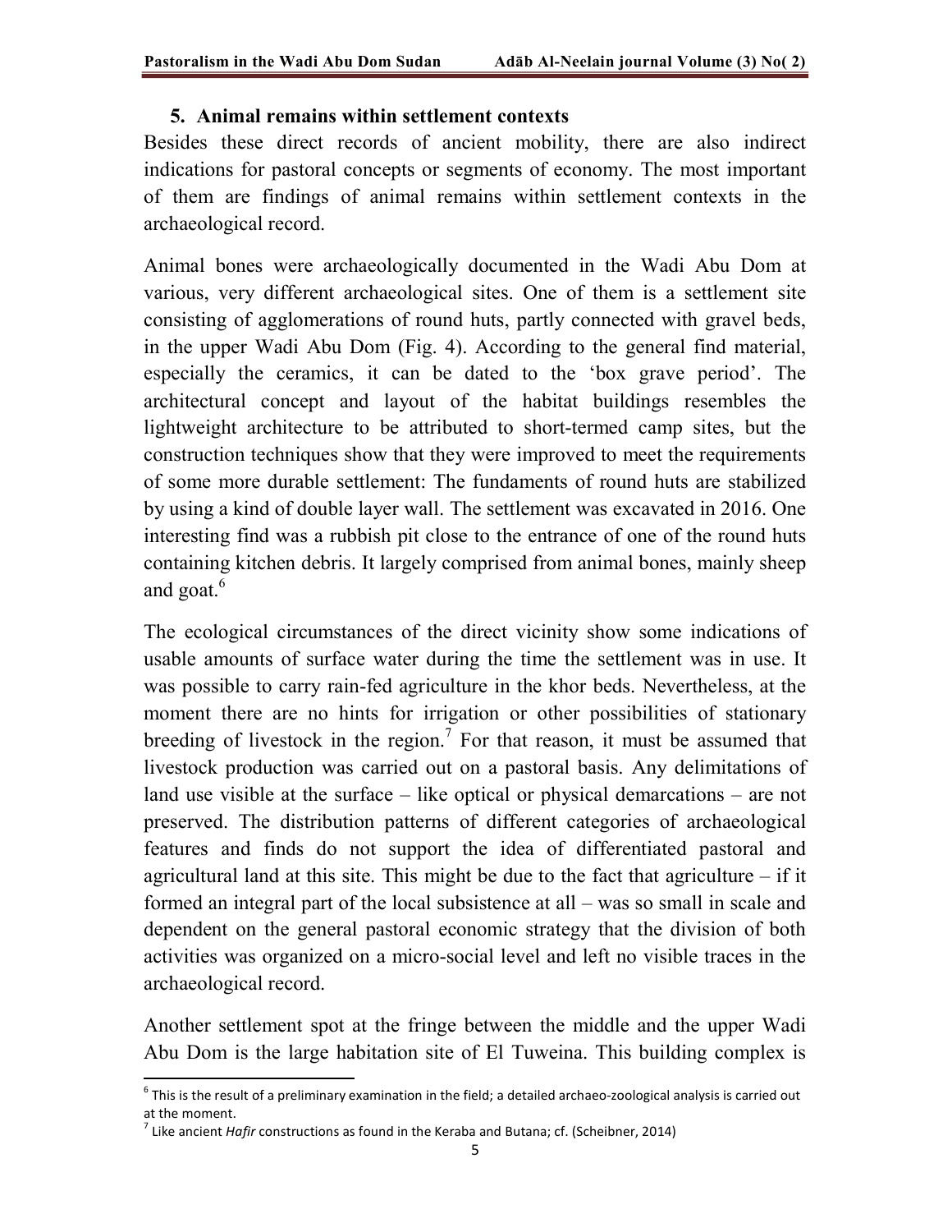## 5. Animal remains within settlement contexts

Besides these direct records of ancient mobility, there are also indirect indications for pastoral concepts or segments of economy. The most important of them are findings of animal remains within settlement contexts in the archaeological record.

Animal bones were archaeologically documented in the Wadi Abu Dom at various, very different archaeological sites. One of them is a settlement site consisting of agglomerations of round huts, partly connected with gravel beds, in the upper Wadi Abu Dom (Fig. 4). According to the general find material, especially the ceramics, it can be dated to the 'box grave period'. The architectural concept and layout of the habitat buildings resembles the lightweight architecture to be attributed to short-termed camp sites, but the construction techniques show that they were improved to meet the requirements of some more durable settlement: The fundaments of round huts are stabilized by using a kind of double layer wall. The settlement was excavated in 2016. One interesting find was a rubbish pit close to the entrance of one of the round huts containing kitchen debris. It largely comprised from animal bones, mainly sheep and goat.[6]

The ecological circumstances of the direct vicinity show some indications of usable amounts of surface water during the time the settlement was in use. It was possible to carry rain-fed agriculture in the khor beds. Nevertheless, at the moment there are no hints for irrigation or other possibilities of stationary breeding of livestock in the region.[7] For that reason, it must be assumed that livestock production was carried out on a pastoral basis. Any delimitations of land use visible at the surface – like optical or physical demarcations – are not preserved. The distribution patterns of different categories of archaeological features and finds do not support the idea of differentiated pastoral and agricultural land at this site. This might be due to the fact that agriculture – if it formed an integral part of the local subsistence at all – was so small in scale and dependent on the general pastoral economic strategy that the division of both activities was organized on a micro-social level and left no visible traces in the archaeological record.

Another settlement spot at the fringe between the middle and the upper Wadi Abu Dom is the large habitation site of El Tuweina. This building complex is

---

[6] This is the result of a preliminary examination in the field; a detailed archaeo-zoological analysis is carried out at the moment.

[7] Like ancient *Hafir* constructions as found in the Keraba and Butana; cf. (Scheibner, 2014)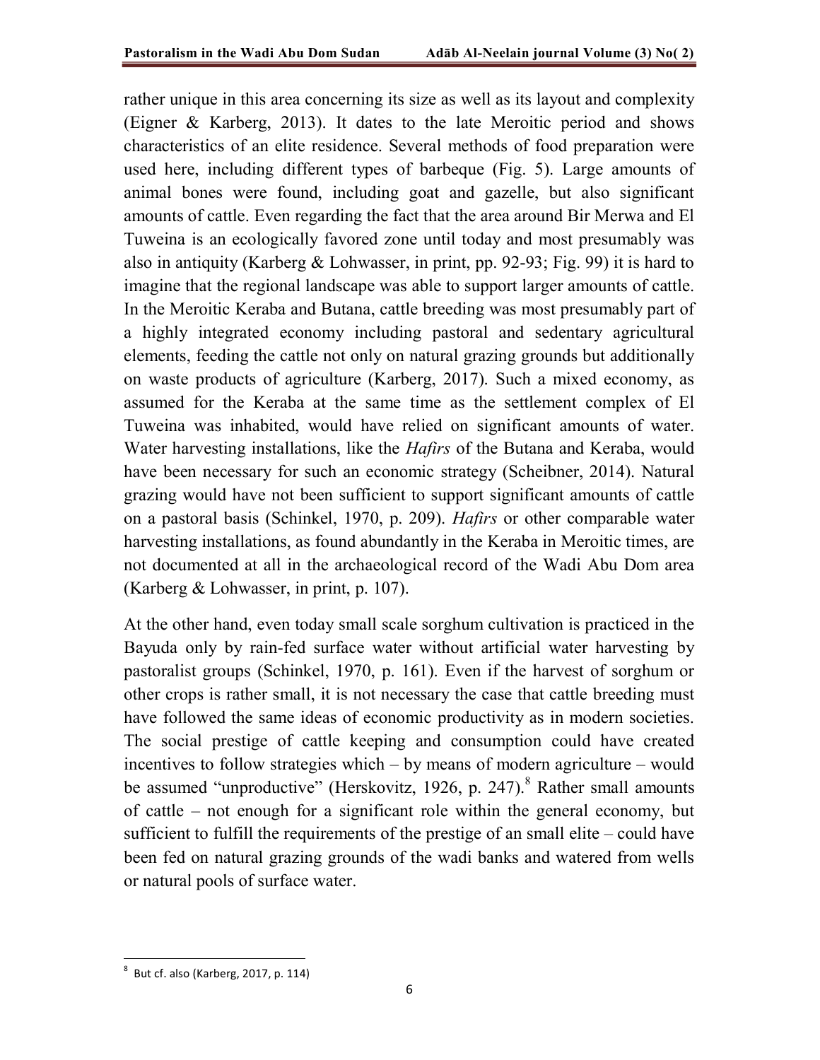rather unique in this area concerning its size as well as its layout and complexity (Eigner & Karberg, 2013). It dates to the late Meroitic period and shows characteristics of an elite residence. Several methods of food preparation were used here, including different types of barbeque (Fig. 5). Large amounts of animal bones were found, including goat and gazelle, but also significant amounts of cattle. Even regarding the fact that the area around Bir Merwa and El Tuweina is an ecologically favored zone until today and most presumably was also in antiquity (Karberg & Lohwasser, in print, pp. 92-93; Fig. 99) it is hard to imagine that the regional landscape was able to support larger amounts of cattle. In the Meroitic Keraba and Butana, cattle breeding was most presumably part of a highly integrated economy including pastoral and sedentary agricultural elements, feeding the cattle not only on natural grazing grounds but additionally on waste products of agriculture (Karberg, 2017). Such a mixed economy, as assumed for the Keraba at the same time as the settlement complex of El Tuweina was inhabited, would have relied on significant amounts of water. Water harvesting installations, like the *Hafirs* of the Butana and Keraba, would have been necessary for such an economic strategy (Scheibner, 2014). Natural grazing would have not been sufficient to support significant amounts of cattle on a pastoral basis (Schinkel, 1970, p. 209). *Hafirs* or other comparable water harvesting installations, as found abundantly in the Keraba in Meroitic times, are not documented at all in the archaeological record of the Wadi Abu Dom area (Karberg & Lohwasser, in print, p. 107).

At the other hand, even today small scale sorghum cultivation is practiced in the Bayuda only by rain-fed surface water without artificial water harvesting by pastoralist groups (Schinkel, 1970, p. 161). Even if the harvest of sorghum or other crops is rather small, it is not necessary the case that cattle breeding must have followed the same ideas of economic productivity as in modern societies. The social prestige of cattle keeping and consumption could have created incentives to follow strategies which – by means of modern agriculture – would be assumed "unproductive" (Herskovitz, 1926, p. 247).[8] Rather small amounts of cattle – not enough for a significant role within the general economy, but sufficient to fulfill the requirements of the prestige of an small elite – could have been fed on natural grazing grounds of the wadi banks and watered from wells or natural pools of surface water.

[8] But cf. also (Karberg, 2017, p. 114)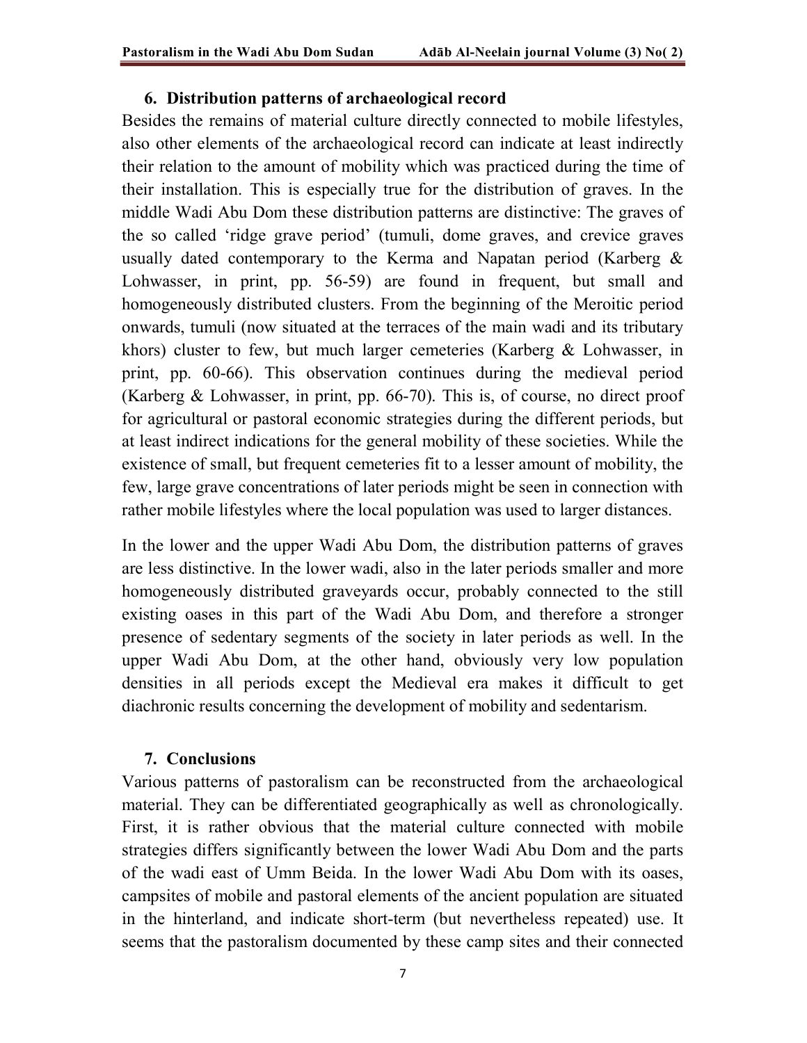## 6. Distribution patterns of archaeological record

Besides the remains of material culture directly connected to mobile lifestyles, also other elements of the archaeological record can indicate at least indirectly their relation to the amount of mobility which was practiced during the time of their installation. This is especially true for the distribution of graves. In the middle Wadi Abu Dom these distribution patterns are distinctive: The graves of the so called 'ridge grave period' (tumuli, dome graves, and crevice graves usually dated contemporary to the Kerma and Napatan period (Karberg & Lohwasser, in print, pp. 56-59) are found in frequent, but small and homogeneously distributed clusters. From the beginning of the Meroitic period onwards, tumuli (now situated at the terraces of the main wadi and its tributary khors) cluster to few, but much larger cemeteries (Karberg & Lohwasser, in print, pp. 60-66). This observation continues during the medieval period (Karberg & Lohwasser, in print, pp. 66-70). This is, of course, no direct proof for agricultural or pastoral economic strategies during the different periods, but at least indirect indications for the general mobility of these societies. While the existence of small, but frequent cemeteries fit to a lesser amount of mobility, the few, large grave concentrations of later periods might be seen in connection with rather mobile lifestyles where the local population was used to larger distances.

In the lower and the upper Wadi Abu Dom, the distribution patterns of graves are less distinctive. In the lower wadi, also in the later periods smaller and more homogeneously distributed graveyards occur, probably connected to the still existing oases in this part of the Wadi Abu Dom, and therefore a stronger presence of sedentary segments of the society in later periods as well. In the upper Wadi Abu Dom, at the other hand, obviously very low population densities in all periods except the Medieval era makes it difficult to get diachronic results concerning the development of mobility and sedentarism.

## 7. Conclusions

Various patterns of pastoralism can be reconstructed from the archaeological material. They can be differentiated geographically as well as chronologically. First, it is rather obvious that the material culture connected with mobile strategies differs significantly between the lower Wadi Abu Dom and the parts of the wadi east of Umm Beida. In the lower Wadi Abu Dom with its oases, campsites of mobile and pastoral elements of the ancient population are situated in the hinterland, and indicate short-term (but nevertheless repeated) use. It seems that the pastoralism documented by these camp sites and their connected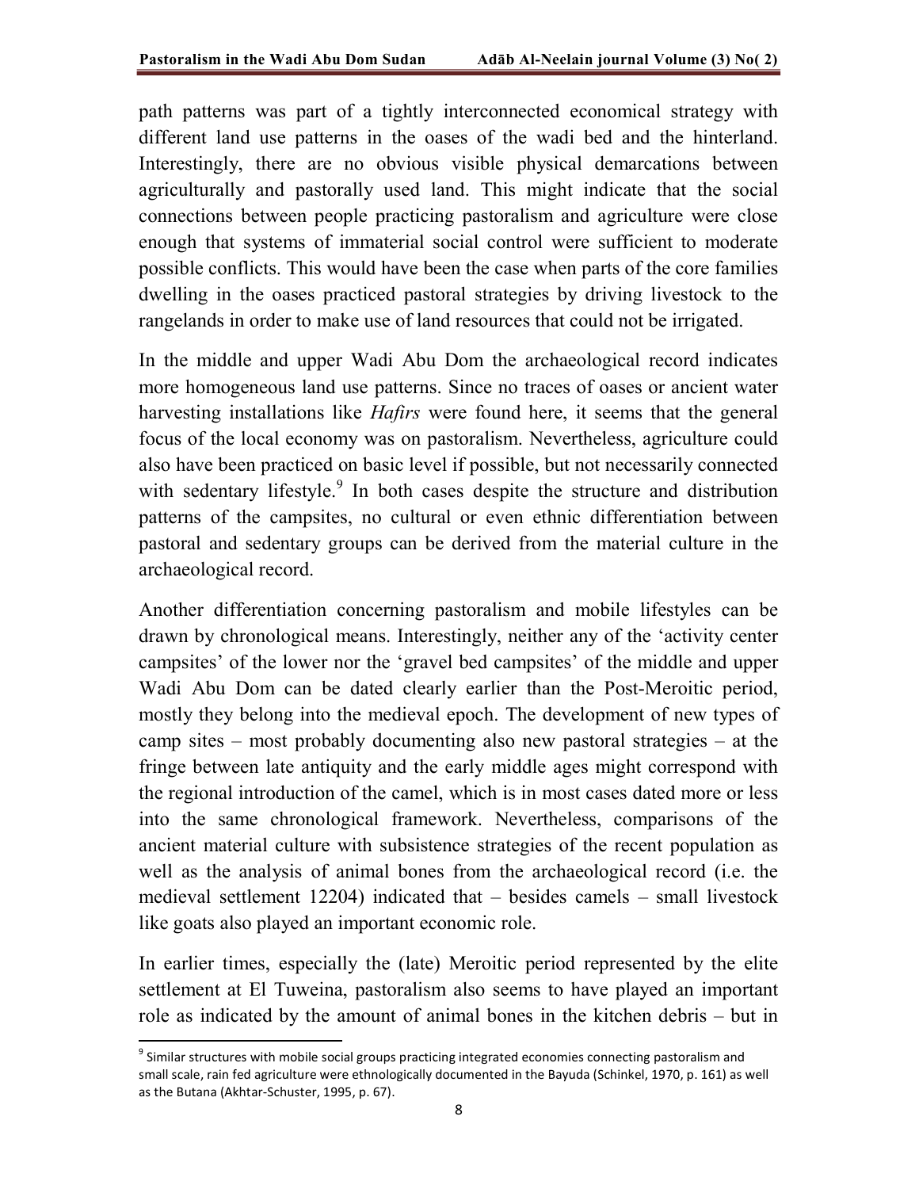path patterns was part of a tightly interconnected economical strategy with different land use patterns in the oases of the wadi bed and the hinterland. Interestingly, there are no obvious visible physical demarcations between agriculturally and pastorally used land. This might indicate that the social connections between people practicing pastoralism and agriculture were close enough that systems of immaterial social control were sufficient to moderate possible conflicts. This would have been the case when parts of the core families dwelling in the oases practiced pastoral strategies by driving livestock to the rangelands in order to make use of land resources that could not be irrigated.

In the middle and upper Wadi Abu Dom the archaeological record indicates more homogeneous land use patterns. Since no traces of oases or ancient water harvesting installations like *Hafirs* were found here, it seems that the general focus of the local economy was on pastoralism. Nevertheless, agriculture could also have been practiced on basic level if possible, but not necessarily connected with sedentary lifestyle.[9] In both cases despite the structure and distribution patterns of the campsites, no cultural or even ethnic differentiation between pastoral and sedentary groups can be derived from the material culture in the archaeological record.

Another differentiation concerning pastoralism and mobile lifestyles can be drawn by chronological means. Interestingly, neither any of the 'activity center campsites' of the lower nor the 'gravel bed campsites' of the middle and upper Wadi Abu Dom can be dated clearly earlier than the Post-Meroitic period, mostly they belong into the medieval epoch. The development of new types of camp sites – most probably documenting also new pastoral strategies – at the fringe between late antiquity and the early middle ages might correspond with the regional introduction of the camel, which is in most cases dated more or less into the same chronological framework. Nevertheless, comparisons of the ancient material culture with subsistence strategies of the recent population as well as the analysis of animal bones from the archaeological record (i.e. the medieval settlement 12204) indicated that – besides camels – small livestock like goats also played an important economic role.

In earlier times, especially the (late) Meroitic period represented by the elite settlement at El Tuweina, pastoralism also seems to have played an important role as indicated by the amount of animal bones in the kitchen debris – but in

[9] Similar structures with mobile social groups practicing integrated economies connecting pastoralism and small scale, rain fed agriculture were ethnologically documented in the Bayuda (Schinkel, 1970, p. 161) as well as the Butana (Akhtar-Schuster, 1995, p. 67).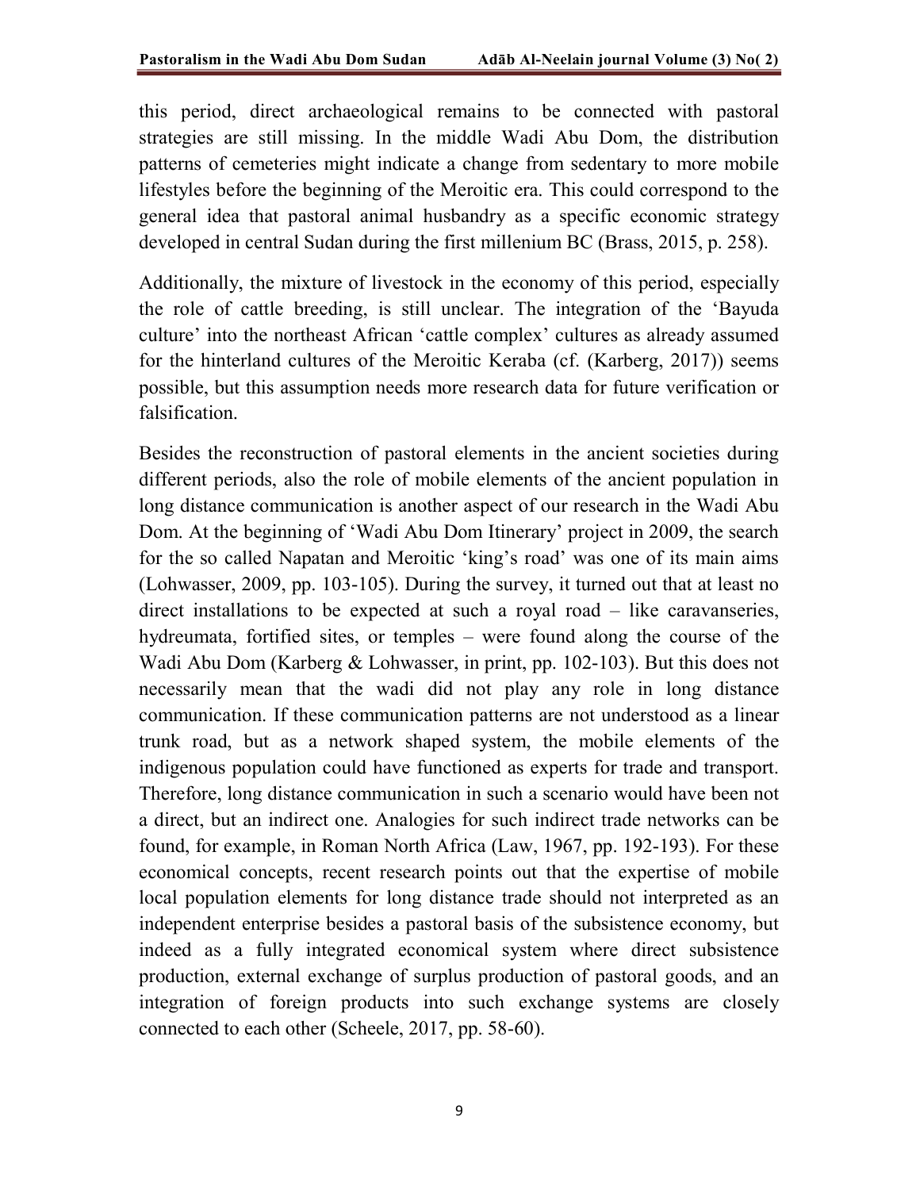this period, direct archaeological remains to be connected with pastoral strategies are still missing. In the middle Wadi Abu Dom, the distribution patterns of cemeteries might indicate a change from sedentary to more mobile lifestyles before the beginning of the Meroitic era. This could correspond to the general idea that pastoral animal husbandry as a specific economic strategy developed in central Sudan during the first millenium BC (Brass, 2015, p. 258).

Additionally, the mixture of livestock in the economy of this period, especially the role of cattle breeding, is still unclear. The integration of the 'Bayuda culture' into the northeast African 'cattle complex' cultures as already assumed for the hinterland cultures of the Meroitic Keraba (cf. (Karberg, 2017)) seems possible, but this assumption needs more research data for future verification or falsification.

Besides the reconstruction of pastoral elements in the ancient societies during different periods, also the role of mobile elements of the ancient population in long distance communication is another aspect of our research in the Wadi Abu Dom. At the beginning of 'Wadi Abu Dom Itinerary' project in 2009, the search for the so called Napatan and Meroitic 'king's road' was one of its main aims (Lohwasser, 2009, pp. 103-105). During the survey, it turned out that at least no direct installations to be expected at such a royal road – like caravanseries, hydreumata, fortified sites, or temples – were found along the course of the Wadi Abu Dom (Karberg & Lohwasser, in print, pp. 102-103). But this does not necessarily mean that the wadi did not play any role in long distance communication. If these communication patterns are not understood as a linear trunk road, but as a network shaped system, the mobile elements of the indigenous population could have functioned as experts for trade and transport. Therefore, long distance communication in such a scenario would have been not a direct, but an indirect one. Analogies for such indirect trade networks can be found, for example, in Roman North Africa (Law, 1967, pp. 192-193). For these economical concepts, recent research points out that the expertise of mobile local population elements for long distance trade should not interpreted as an independent enterprise besides a pastoral basis of the subsistence economy, but indeed as a fully integrated economical system where direct subsistence production, external exchange of surplus production of pastoral goods, and an integration of foreign products into such exchange systems are closely connected to each other (Scheele, 2017, pp. 58-60).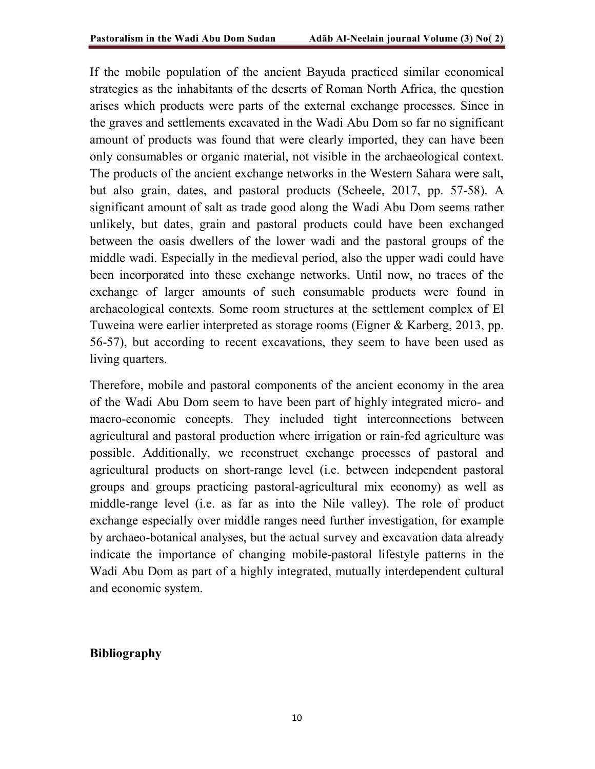If the mobile population of the ancient Bayuda practiced similar economical strategies as the inhabitants of the deserts of Roman North Africa, the question arises which products were parts of the external exchange processes. Since in the graves and settlements excavated in the Wadi Abu Dom so far no significant amount of products was found that were clearly imported, they can have been only consumables or organic material, not visible in the archaeological context. The products of the ancient exchange networks in the Western Sahara were salt, but also grain, dates, and pastoral products (Scheele, 2017, pp. 57-58). A significant amount of salt as trade good along the Wadi Abu Dom seems rather unlikely, but dates, grain and pastoral products could have been exchanged between the oasis dwellers of the lower wadi and the pastoral groups of the middle wadi. Especially in the medieval period, also the upper wadi could have been incorporated into these exchange networks. Until now, no traces of the exchange of larger amounts of such consumable products were found in archaeological contexts. Some room structures at the settlement complex of El Tuweina were earlier interpreted as storage rooms (Eigner & Karberg, 2013, pp. 56-57), but according to recent excavations, they seem to have been used as living quarters.

Therefore, mobile and pastoral components of the ancient economy in the area of the Wadi Abu Dom seem to have been part of highly integrated micro- and macro-economic concepts. They included tight interconnections between agricultural and pastoral production where irrigation or rain-fed agriculture was possible. Additionally, we reconstruct exchange processes of pastoral and agricultural products on short-range level (i.e. between independent pastoral groups and groups practicing pastoral-agricultural mix economy) as well as middle-range level (i.e. as far as into the Nile valley). The role of product exchange especially over middle ranges need further investigation, for example by archaeo-botanical analyses, but the actual survey and excavation data already indicate the importance of changing mobile-pastoral lifestyle patterns in the Wadi Abu Dom as part of a highly integrated, mutually interdependent cultural and economic system.

## Bibliography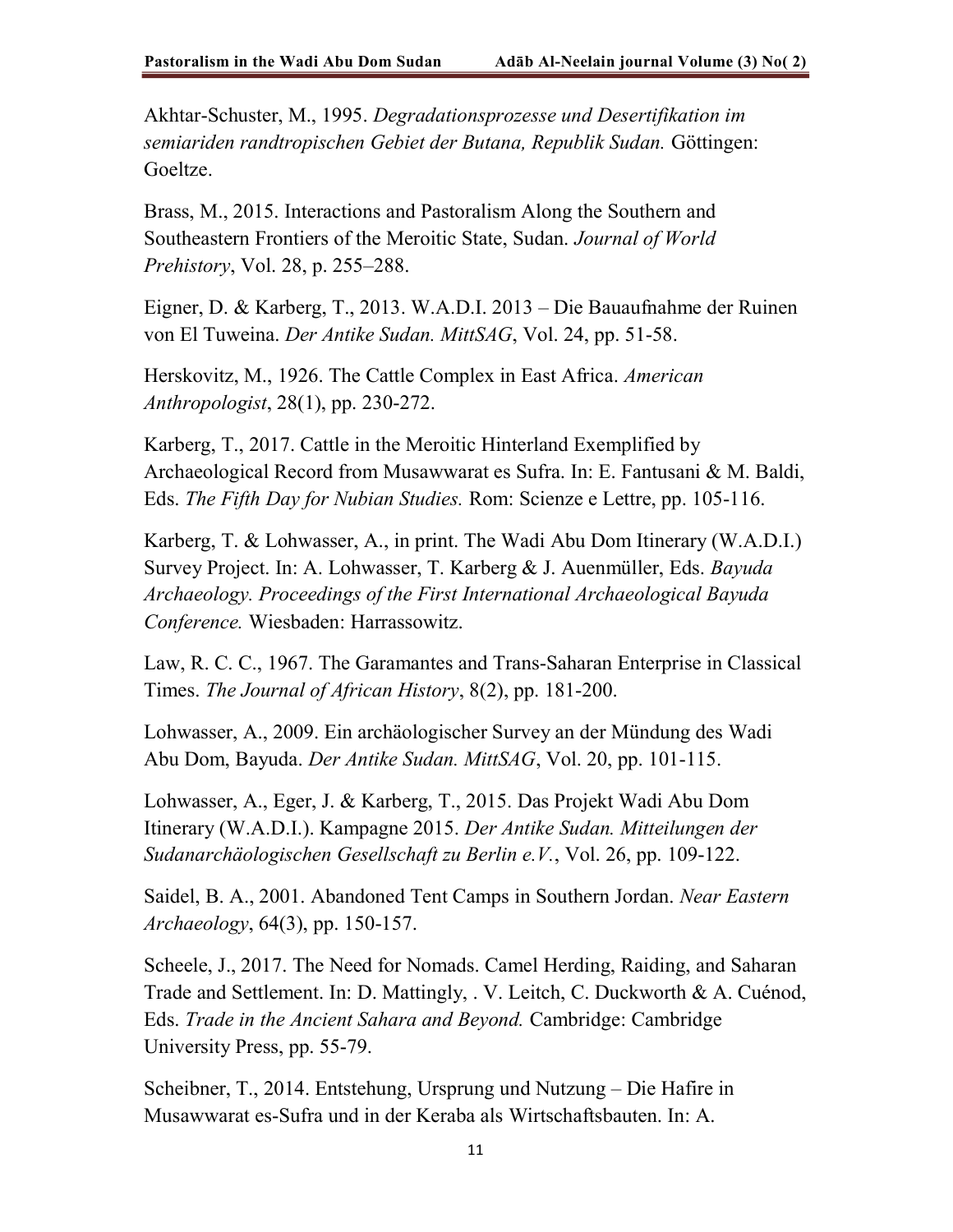Akhtar-Schuster, M., 1995. *Degradationsprozesse und Desertifikation im semiariden randtropischen Gebiet der Butana, Republik Sudan.* Göttingen: Goeltze.

Brass, M., 2015. Interactions and Pastoralism Along the Southern and Southeastern Frontiers of the Meroitic State, Sudan. *Journal of World Prehistory*, Vol. 28, p. 255–288.

Eigner, D. & Karberg, T., 2013. W.A.D.I. 2013 – Die Bauaufnahme der Ruinen von El Tuweina. *Der Antike Sudan. MittSAG*, Vol. 24, pp. 51-58.

Herskovitz, M., 1926. The Cattle Complex in East Africa. *American Anthropologist*, 28(1), pp. 230-272.

Karberg, T., 2017. Cattle in the Meroitic Hinterland Exemplified by Archaeological Record from Musawwarat es Sufra. In: E. Fantusani & M. Baldi, Eds. *The Fifth Day for Nubian Studies.* Rom: Scienze e Lettre, pp. 105-116.

Karberg, T. & Lohwasser, A., in print. The Wadi Abu Dom Itinerary (W.A.D.I.) Survey Project. In: A. Lohwasser, T. Karberg & J. Auenmüller, Eds. *Bayuda Archaeology. Proceedings of the First International Archaeological Bayuda Conference.* Wiesbaden: Harrassowitz.

Law, R. C. C., 1967. The Garamantes and Trans-Saharan Enterprise in Classical Times. *The Journal of African History*, 8(2), pp. 181-200.

Lohwasser, A., 2009. Ein archäologischer Survey an der Mündung des Wadi Abu Dom, Bayuda. *Der Antike Sudan. MittSAG*, Vol. 20, pp. 101-115.

Lohwasser, A., Eger, J. & Karberg, T., 2015. Das Projekt Wadi Abu Dom Itinerary (W.A.D.I.). Kampagne 2015. *Der Antike Sudan. Mitteilungen der Sudanarchäologischen Gesellschaft zu Berlin e.V.*, Vol. 26, pp. 109-122.

Saidel, B. A., 2001. Abandoned Tent Camps in Southern Jordan. *Near Eastern Archaeology*, 64(3), pp. 150-157.

Scheele, J., 2017. The Need for Nomads. Camel Herding, Raiding, and Saharan Trade and Settlement. In: D. Mattingly, . V. Leitch, C. Duckworth & A. Cuénod, Eds. *Trade in the Ancient Sahara and Beyond.* Cambridge: Cambridge University Press, pp. 55-79.

Scheibner, T., 2014. Entstehung, Ursprung und Nutzung – Die Hafire in Musawwarat es-Sufra und in der Keraba als Wirtschaftsbauten. In: A.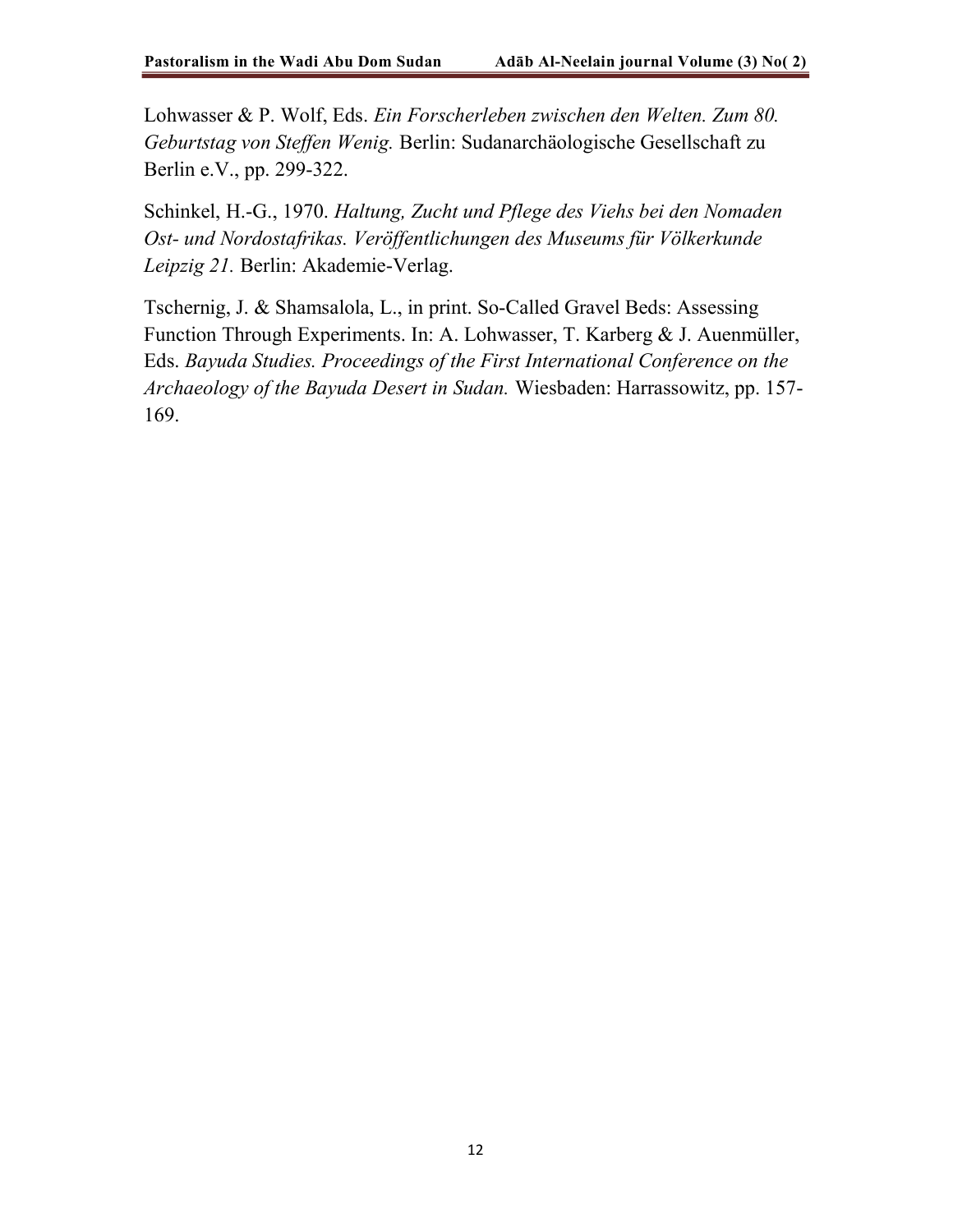Lohwasser & P. Wolf, Eds. *Ein Forscherleben zwischen den Welten. Zum 80. Geburtstag von Steffen Wenig.* Berlin: Sudanarchäologische Gesellschaft zu Berlin e.V., pp. 299-322.

Schinkel, H.-G., 1970. *Haltung, Zucht und Pflege des Viehs bei den Nomaden Ost- und Nordostafrikas. Veröffentlichungen des Museums für Völkerkunde Leipzig 21.* Berlin: Akademie-Verlag.

Tschernig, J. & Shamsalola, L., in print. So-Called Gravel Beds: Assessing Function Through Experiments. In: A. Lohwasser, T. Karberg & J. Auenmüller, Eds. *Bayuda Studies. Proceedings of the First International Conference on the Archaeology of the Bayuda Desert in Sudan.* Wiesbaden: Harrassowitz, pp. 157-169.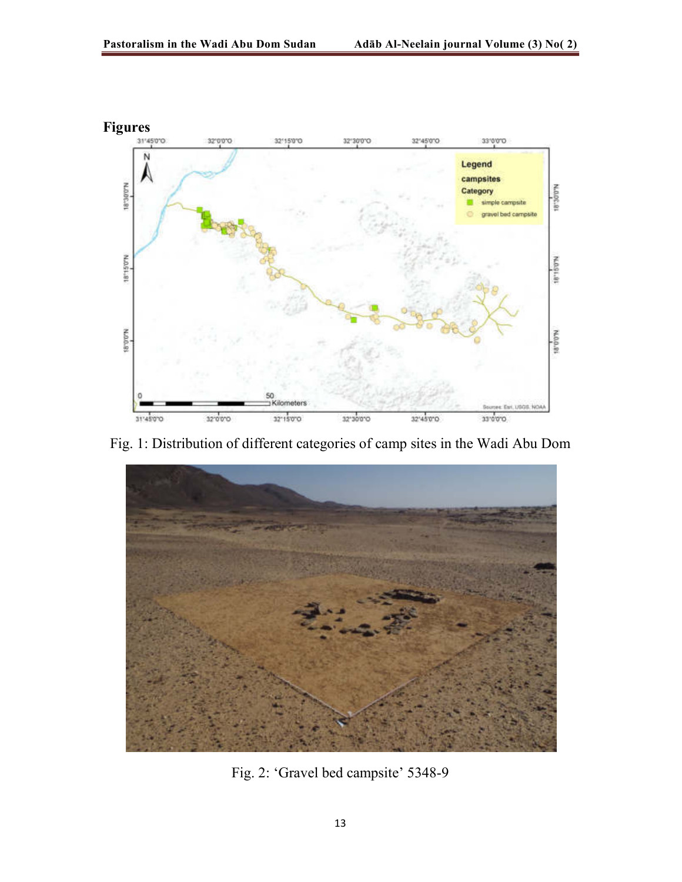# Figures

Fig. 1: Distribution of different categories of camp sites in the Wadi Abu Dom

Fig. 2: 'Gravel bed campsite' 5348-9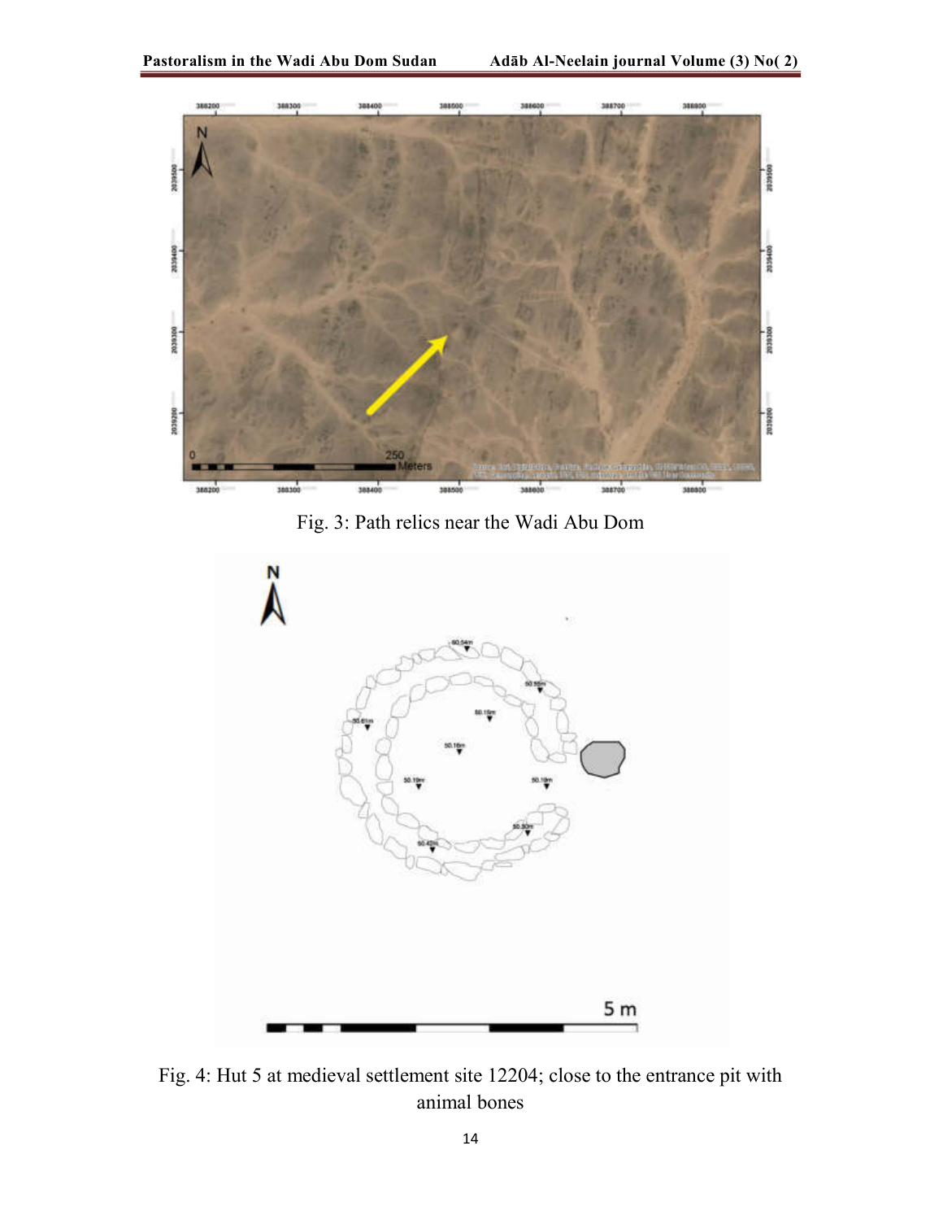Fig. 3: Path relics near the Wadi Abu Dom

Fig. 4: Hut 5 at medieval settlement site 12204; close to the entrance pit with animal bones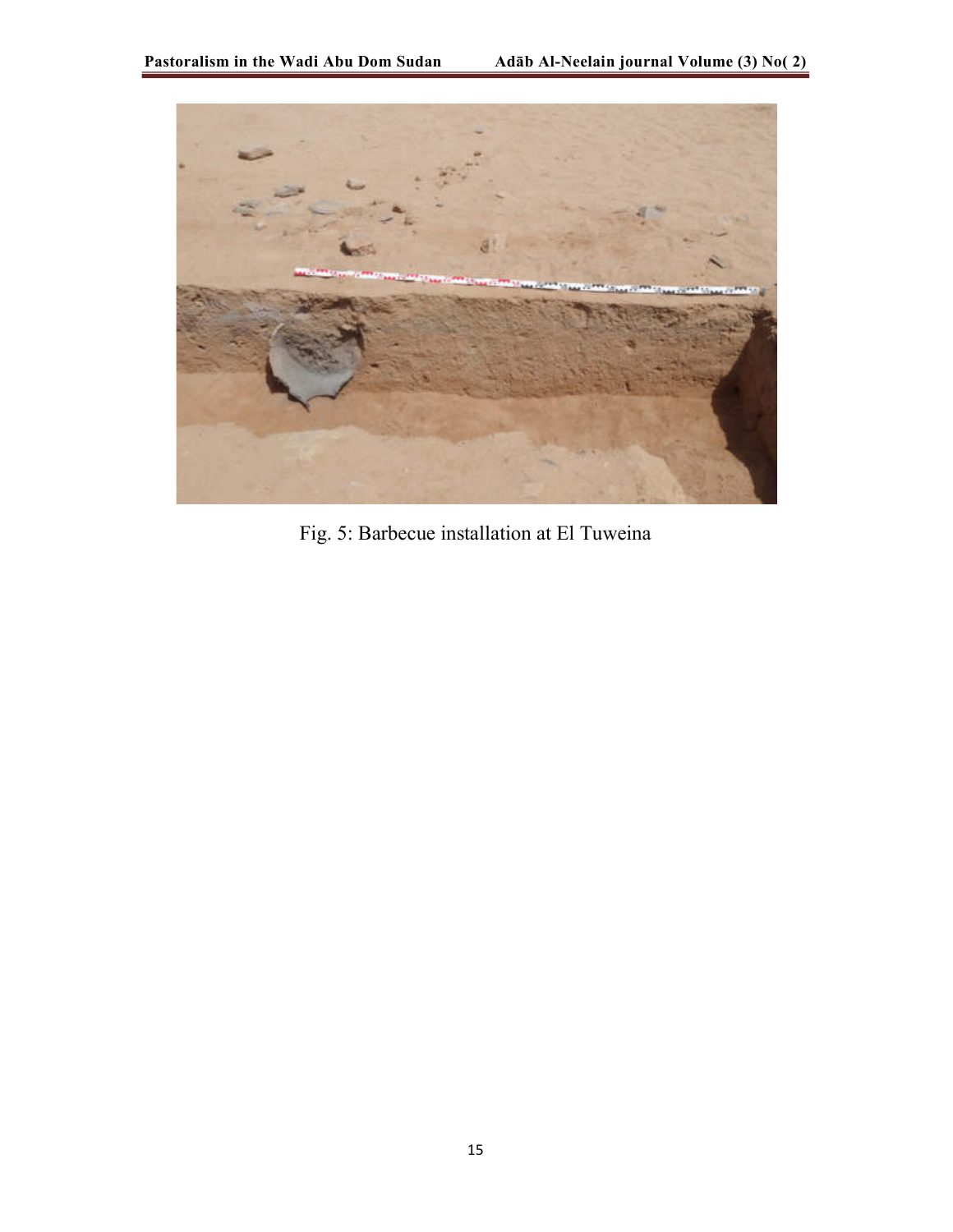Fig. 5: Barbecue installation at El Tuweina